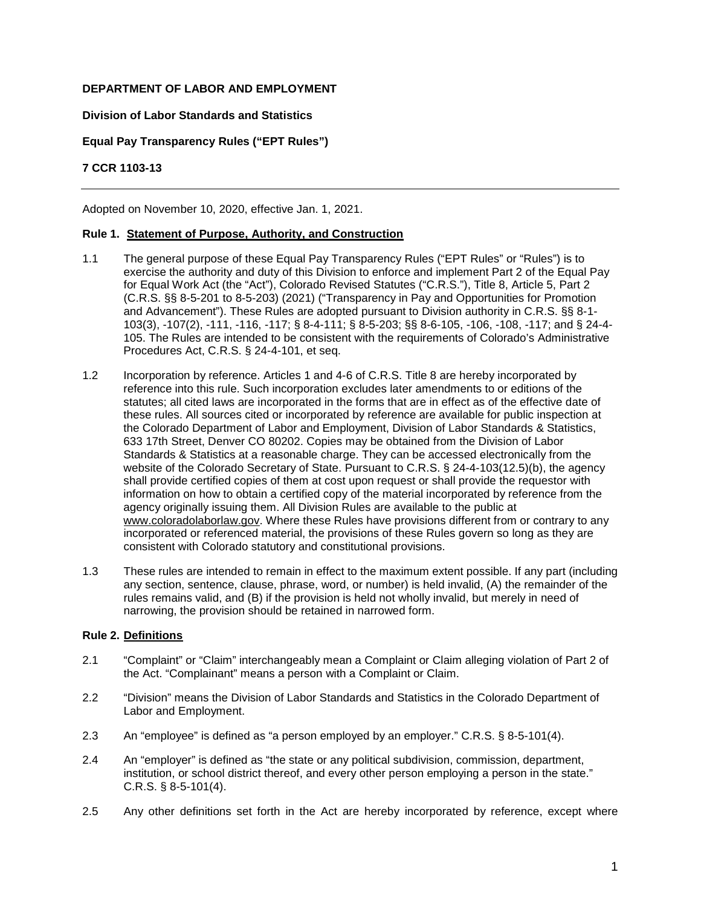**DEPARTMENT OF LABOR AND EMPLOYMENT**

**Division of Labor Standards and Statistics**

**Equal Pay Transparency Rules ("EPT Rules")**

**7 CCR 1103-13**

---

Adopted on November 10, 2020, effective Jan. 1, 2021.

### Rule 1. Statement of Purpose, Authority, and Construction

1.1 The general purpose of these Equal Pay Transparency Rules ("EPT Rules" or "Rules") is to exercise the authority and duty of this Division to enforce and implement Part 2 of the Equal Pay for Equal Work Act (the "Act"), Colorado Revised Statutes ("C.R.S."), Title 8, Article 5, Part 2 (C.R.S. §§ 8-5-201 to 8-5-203) (2021) ("Transparency in Pay and Opportunities for Promotion and Advancement"). These Rules are adopted pursuant to Division authority in C.R.S. §§ 8-1-103(3), -107(2), -111, -116, -117; § 8-4-111; § 8-5-203; §§ 8-6-105, -106, -108, -117; and § 24-4-105. The Rules are intended to be consistent with the requirements of Colorado's Administrative Procedures Act, C.R.S. § 24-4-101, et seq.

1.2 Incorporation by reference. Articles 1 and 4-6 of C.R.S. Title 8 are hereby incorporated by reference into this rule. Such incorporation excludes later amendments to or editions of the statutes; all cited laws are incorporated in the forms that are in effect as of the effective date of these rules. All sources cited or incorporated by reference are available for public inspection at the Colorado Department of Labor and Employment, Division of Labor Standards & Statistics, 633 17th Street, Denver CO 80202. Copies may be obtained from the Division of Labor Standards & Statistics at a reasonable charge. They can be accessed electronically from the website of the Colorado Secretary of State. Pursuant to C.R.S. § 24-4-103(12.5)(b), the agency shall provide certified copies of them at cost upon request or shall provide the requestor with information on how to obtain a certified copy of the material incorporated by reference from the agency originally issuing them. All Division Rules are available to the public at www.coloradolaborlaw.gov. Where these Rules have provisions different from or contrary to any incorporated or referenced material, the provisions of these Rules govern so long as they are consistent with Colorado statutory and constitutional provisions.

1.3 These rules are intended to remain in effect to the maximum extent possible. If any part (including any section, sentence, clause, phrase, word, or number) is held invalid, (A) the remainder of the rules remains valid, and (B) if the provision is held not wholly invalid, but merely in need of narrowing, the provision should be retained in narrowed form.

### Rule 2. Definitions

2.1 "Complaint" or "Claim" interchangeably mean a Complaint or Claim alleging violation of Part 2 of the Act. "Complainant" means a person with a Complaint or Claim.

2.2 "Division" means the Division of Labor Standards and Statistics in the Colorado Department of Labor and Employment.

2.3 An "employee" is defined as "a person employed by an employer." C.R.S. § 8-5-101(4).

2.4 An "employer" is defined as "the state or any political subdivision, commission, department, institution, or school district thereof, and every other person employing a person in the state." C.R.S. § 8-5-101(4).

2.5 Any other definitions set forth in the Act are hereby incorporated by reference, except where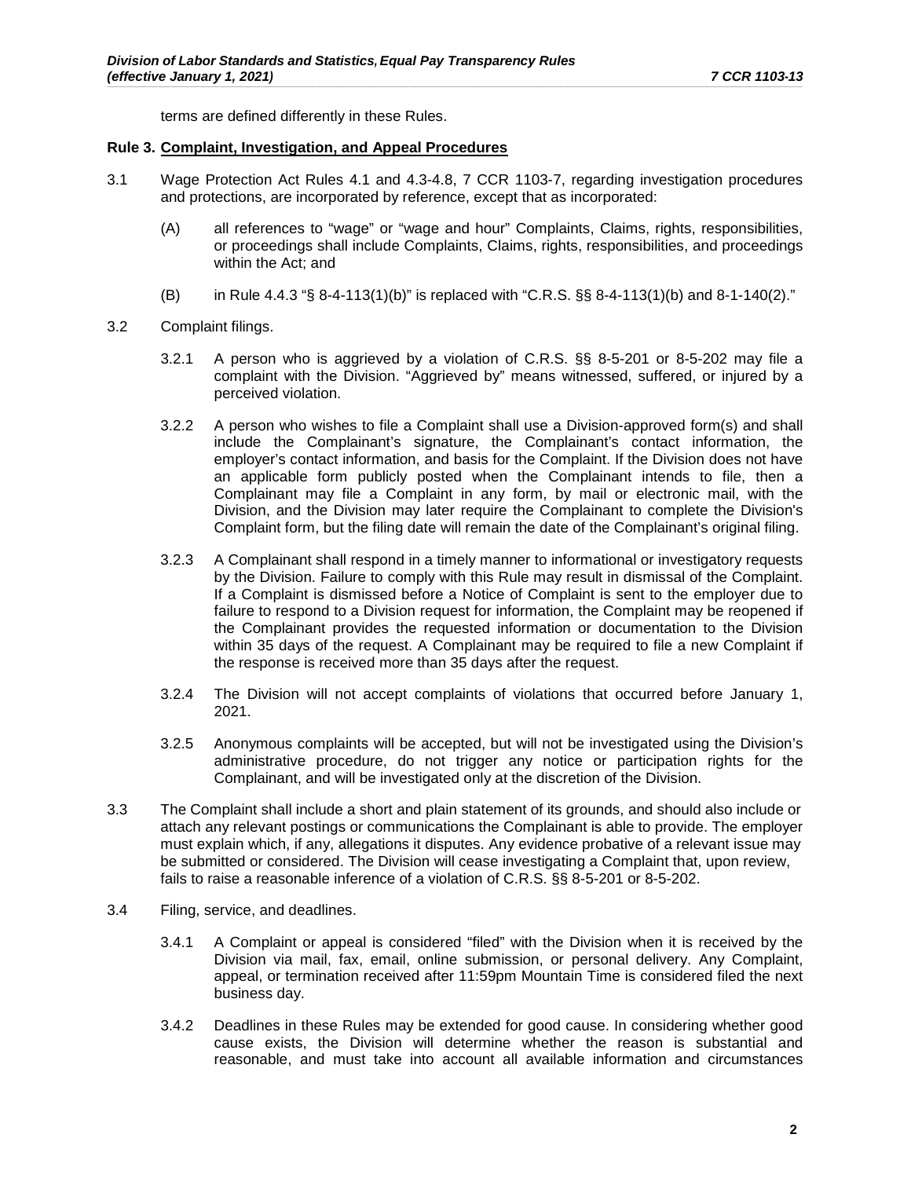terms are defined differently in these Rules.

**Rule 3. Complaint, Investigation, and Appeal Procedures**

3.1 Wage Protection Act Rules 4.1 and 4.3-4.8, 7 CCR 1103-7, regarding investigation procedures and protections, are incorporated by reference, except that as incorporated:

(A) all references to "wage" or "wage and hour" Complaints, Claims, rights, responsibilities, or proceedings shall include Complaints, Claims, rights, responsibilities, and proceedings within the Act; and

(B) in Rule 4.4.3 "§ 8-4-113(1)(b)" is replaced with "C.R.S. §§ 8-4-113(1)(b) and 8-1-140(2)."

3.2 Complaint filings.

3.2.1 A person who is aggrieved by a violation of C.R.S. §§ 8-5-201 or 8-5-202 may file a complaint with the Division. "Aggrieved by" means witnessed, suffered, or injured by a perceived violation.

3.2.2 A person who wishes to file a Complaint shall use a Division-approved form(s) and shall include the Complainant's signature, the Complainant's contact information, the employer's contact information, and basis for the Complaint. If the Division does not have an applicable form publicly posted when the Complainant intends to file, then a Complainant may file a Complaint in any form, by mail or electronic mail, with the Division, and the Division may later require the Complainant to complete the Division's Complaint form, but the filing date will remain the date of the Complainant's original filing.

3.2.3 A Complainant shall respond in a timely manner to informational or investigatory requests by the Division. Failure to comply with this Rule may result in dismissal of the Complaint. If a Complaint is dismissed before a Notice of Complaint is sent to the employer due to failure to respond to a Division request for information, the Complaint may be reopened if the Complainant provides the requested information or documentation to the Division within 35 days of the request. A Complainant may be required to file a new Complaint if the response is received more than 35 days after the request.

3.2.4 The Division will not accept complaints of violations that occurred before January 1, 2021.

3.2.5 Anonymous complaints will be accepted, but will not be investigated using the Division's administrative procedure, do not trigger any notice or participation rights for the Complainant, and will be investigated only at the discretion of the Division.

3.3 The Complaint shall include a short and plain statement of its grounds, and should also include or attach any relevant postings or communications the Complainant is able to provide. The employer must explain which, if any, allegations it disputes. Any evidence probative of a relevant issue may be submitted or considered. The Division will cease investigating a Complaint that, upon review, fails to raise a reasonable inference of a violation of C.R.S. §§ 8-5-201 or 8-5-202.

3.4 Filing, service, and deadlines.

3.4.1 A Complaint or appeal is considered "filed" with the Division when it is received by the Division via mail, fax, email, online submission, or personal delivery. Any Complaint, appeal, or termination received after 11:59pm Mountain Time is considered filed the next business day.

3.4.2 Deadlines in these Rules may be extended for good cause. In considering whether good cause exists, the Division will determine whether the reason is substantial and reasonable, and must take into account all available information and circumstances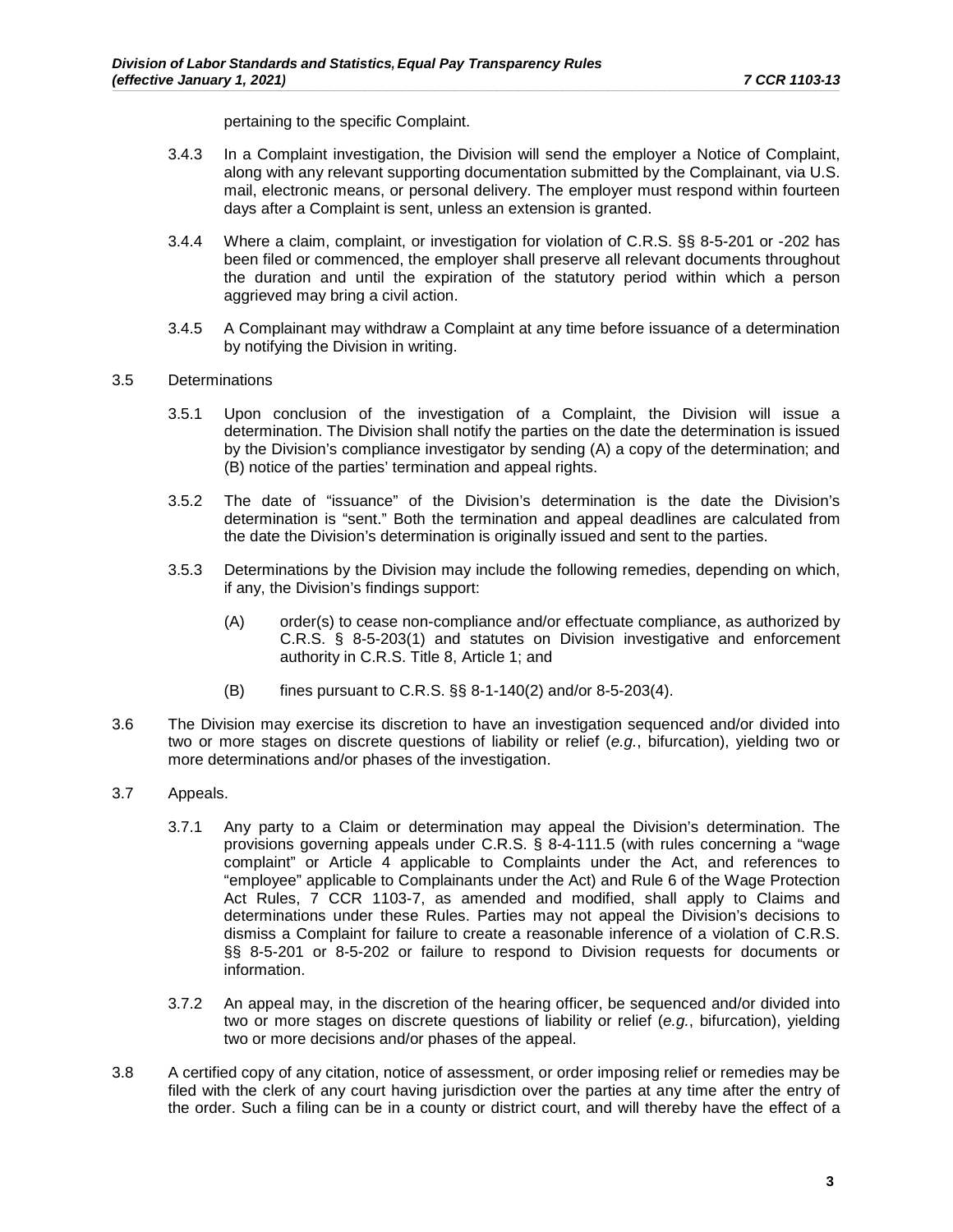pertaining to the specific Complaint.

3.4.3 In a Complaint investigation, the Division will send the employer a Notice of Complaint, along with any relevant supporting documentation submitted by the Complainant, via U.S. mail, electronic means, or personal delivery. The employer must respond within fourteen days after a Complaint is sent, unless an extension is granted.

3.4.4 Where a claim, complaint, or investigation for violation of C.R.S. §§ 8-5-201 or -202 has been filed or commenced, the employer shall preserve all relevant documents throughout the duration and until the expiration of the statutory period within which a person aggrieved may bring a civil action.

3.4.5 A Complainant may withdraw a Complaint at any time before issuance of a determination by notifying the Division in writing.

3.5 Determinations

3.5.1 Upon conclusion of the investigation of a Complaint, the Division will issue a determination. The Division shall notify the parties on the date the determination is issued by the Division's compliance investigator by sending (A) a copy of the determination; and (B) notice of the parties' termination and appeal rights.

3.5.2 The date of "issuance" of the Division's determination is the date the Division's determination is "sent." Both the termination and appeal deadlines are calculated from the date the Division's determination is originally issued and sent to the parties.

3.5.3 Determinations by the Division may include the following remedies, depending on which, if any, the Division's findings support:

(A) order(s) to cease non-compliance and/or effectuate compliance, as authorized by C.R.S. § 8-5-203(1) and statutes on Division investigative and enforcement authority in C.R.S. Title 8, Article 1; and

(B) fines pursuant to C.R.S. §§ 8-1-140(2) and/or 8-5-203(4).

3.6 The Division may exercise its discretion to have an investigation sequenced and/or divided into two or more stages on discrete questions of liability or relief (*e.g.*, bifurcation), yielding two or more determinations and/or phases of the investigation.

3.7 Appeals.

3.7.1 Any party to a Claim or determination may appeal the Division's determination. The provisions governing appeals under C.R.S. § 8-4-111.5 (with rules concerning a "wage complaint" or Article 4 applicable to Complaints under the Act, and references to "employee" applicable to Complainants under the Act) and Rule 6 of the Wage Protection Act Rules, 7 CCR 1103-7, as amended and modified, shall apply to Claims and determinations under these Rules. Parties may not appeal the Division's decisions to dismiss a Complaint for failure to create a reasonable inference of a violation of C.R.S. §§ 8-5-201 or 8-5-202 or failure to respond to Division requests for documents or information.

3.7.2 An appeal may, in the discretion of the hearing officer, be sequenced and/or divided into two or more stages on discrete questions of liability or relief (*e.g.*, bifurcation), yielding two or more decisions and/or phases of the appeal.

3.8 A certified copy of any citation, notice of assessment, or order imposing relief or remedies may be filed with the clerk of any court having jurisdiction over the parties at any time after the entry of the order. Such a filing can be in a county or district court, and will thereby have the effect of a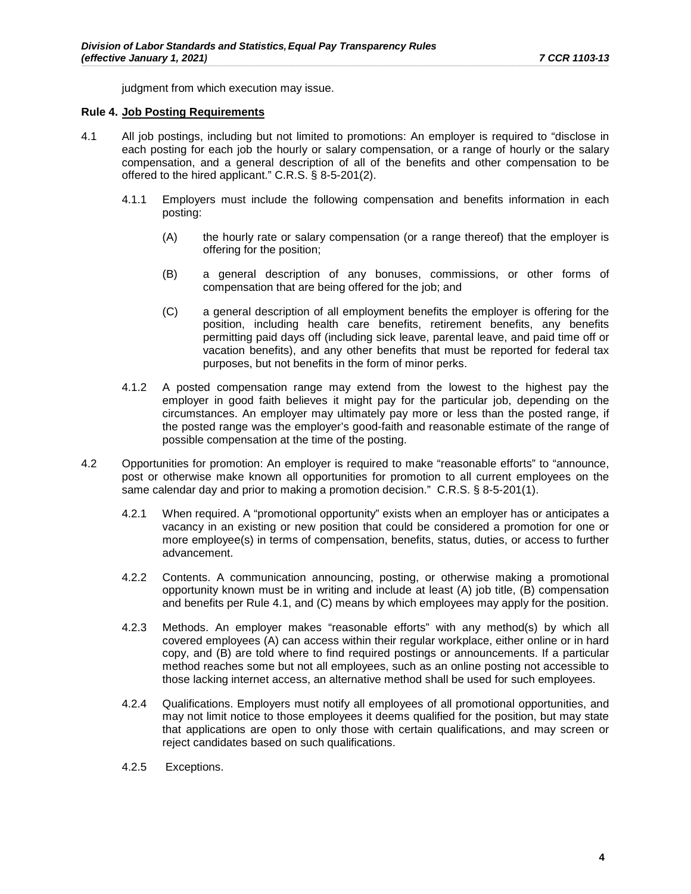judgment from which execution may issue.

**Rule 4. Job Posting Requirements**

4.1 All job postings, including but not limited to promotions: An employer is required to "disclose in each posting for each job the hourly or salary compensation, or a range of hourly or the salary compensation, and a general description of all of the benefits and other compensation to be offered to the hired applicant." C.R.S. § 8-5-201(2).

4.1.1 Employers must include the following compensation and benefits information in each posting:

(A) the hourly rate or salary compensation (or a range thereof) that the employer is offering for the position;

(B) a general description of any bonuses, commissions, or other forms of compensation that are being offered for the job; and

(C) a general description of all employment benefits the employer is offering for the position, including health care benefits, retirement benefits, any benefits permitting paid days off (including sick leave, parental leave, and paid time off or vacation benefits), and any other benefits that must be reported for federal tax purposes, but not benefits in the form of minor perks.

4.1.2 A posted compensation range may extend from the lowest to the highest pay the employer in good faith believes it might pay for the particular job, depending on the circumstances. An employer may ultimately pay more or less than the posted range, if the posted range was the employer's good-faith and reasonable estimate of the range of possible compensation at the time of the posting.

4.2 Opportunities for promotion: An employer is required to make "reasonable efforts" to "announce, post or otherwise make known all opportunities for promotion to all current employees on the same calendar day and prior to making a promotion decision." C.R.S. § 8-5-201(1).

4.2.1 When required. A "promotional opportunity" exists when an employer has or anticipates a vacancy in an existing or new position that could be considered a promotion for one or more employee(s) in terms of compensation, benefits, status, duties, or access to further advancement.

4.2.2 Contents. A communication announcing, posting, or otherwise making a promotional opportunity known must be in writing and include at least (A) job title, (B) compensation and benefits per Rule 4.1, and (C) means by which employees may apply for the position.

4.2.3 Methods. An employer makes "reasonable efforts" with any method(s) by which all covered employees (A) can access within their regular workplace, either online or in hard copy, and (B) are told where to find required postings or announcements. If a particular method reaches some but not all employees, such as an online posting not accessible to those lacking internet access, an alternative method shall be used for such employees.

4.2.4 Qualifications. Employers must notify all employees of all promotional opportunities, and may not limit notice to those employees it deems qualified for the position, but may state that applications are open to only those with certain qualifications, and may screen or reject candidates based on such qualifications.

4.2.5 Exceptions.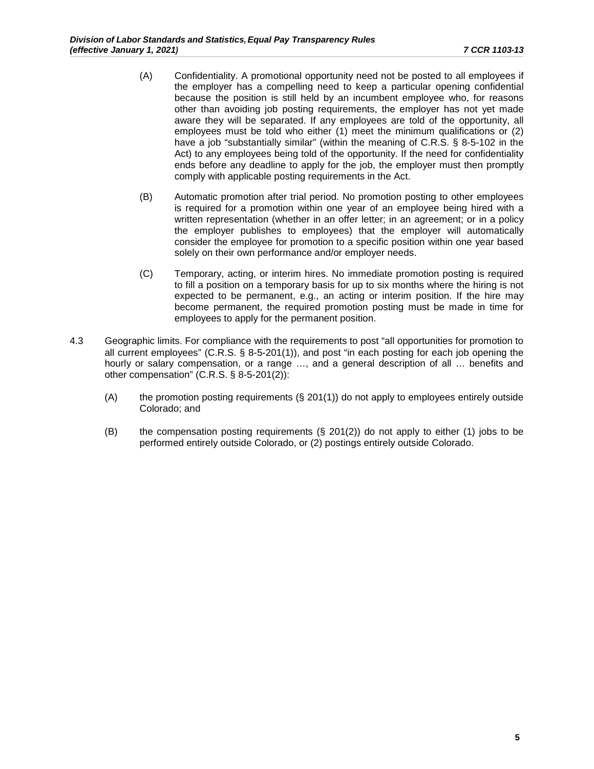(A) Confidentiality. A promotional opportunity need not be posted to all employees if the employer has a compelling need to keep a particular opening confidential because the position is still held by an incumbent employee who, for reasons other than avoiding job posting requirements, the employer has not yet made aware they will be separated. If any employees are told of the opportunity, all employees must be told who either (1) meet the minimum qualifications or (2) have a job "substantially similar" (within the meaning of C.R.S. § 8-5-102 in the Act) to any employees being told of the opportunity. If the need for confidentiality ends before any deadline to apply for the job, the employer must then promptly comply with applicable posting requirements in the Act.

(B) Automatic promotion after trial period. No promotion posting to other employees is required for a promotion within one year of an employee being hired with a written representation (whether in an offer letter; in an agreement; or in a policy the employer publishes to employees) that the employer will automatically consider the employee for promotion to a specific position within one year based solely on their own performance and/or employer needs.

(C) Temporary, acting, or interim hires. No immediate promotion posting is required to fill a position on a temporary basis for up to six months where the hiring is not expected to be permanent, e.g., an acting or interim position. If the hire may become permanent, the required promotion posting must be made in time for employees to apply for the permanent position.

4.3 Geographic limits. For compliance with the requirements to post "all opportunities for promotion to all current employees" (C.R.S. § 8-5-201(1)), and post "in each posting for each job opening the hourly or salary compensation, or a range …, and a general description of all … benefits and other compensation" (C.R.S. § 8-5-201(2)):

(A) the promotion posting requirements (§ 201(1)) do not apply to employees entirely outside Colorado; and

(B) the compensation posting requirements (§ 201(2)) do not apply to either (1) jobs to be performed entirely outside Colorado, or (2) postings entirely outside Colorado.